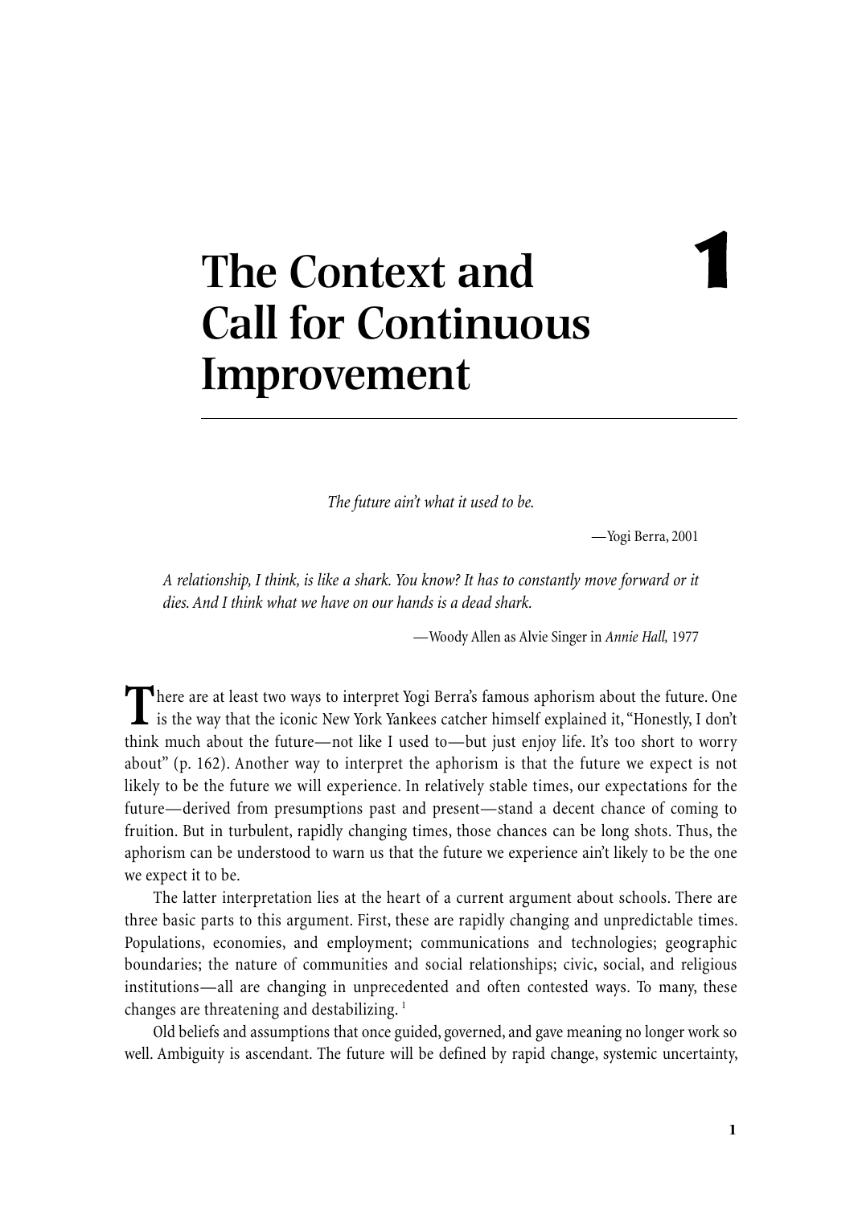# 1 The Context and Call for Continuous Improvement

> *The future ain't what it used to be.*
>
> —Yogi Berra, 2001

> *A relationship, I think, is like a shark. You know? It has to constantly move forward or it dies. And I think what we have on our hands is a dead shark.*
>
> —Woody Allen as Alvie Singer in *Annie Hall,* 1977

There are at least two ways to interpret Yogi Berra's famous aphorism about the future. One is the way that the iconic New York Yankees catcher himself explained it, "Honestly, I don't think much about the future—not like I used to—but just enjoy life. It's too short to worry about" (p. 162). Another way to interpret the aphorism is that the future we expect is not likely to be the future we will experience. In relatively stable times, our expectations for the future—derived from presumptions past and present—stand a decent chance of coming to fruition. But in turbulent, rapidly changing times, those chances can be long shots. Thus, the aphorism can be understood to warn us that the future we experience ain't likely to be the one we expect it to be.

The latter interpretation lies at the heart of a current argument about schools. There are three basic parts to this argument. First, these are rapidly changing and unpredictable times. Populations, economies, and employment; communications and technologies; geographic boundaries; the nature of communities and social relationships; civic, social, and religious institutions—all are changing in unprecedented and often contested ways. To many, these changes are threatening and destabilizing. [1]

Old beliefs and assumptions that once guided, governed, and gave meaning no longer work so well. Ambiguity is ascendant. The future will be defined by rapid change, systemic uncertainty,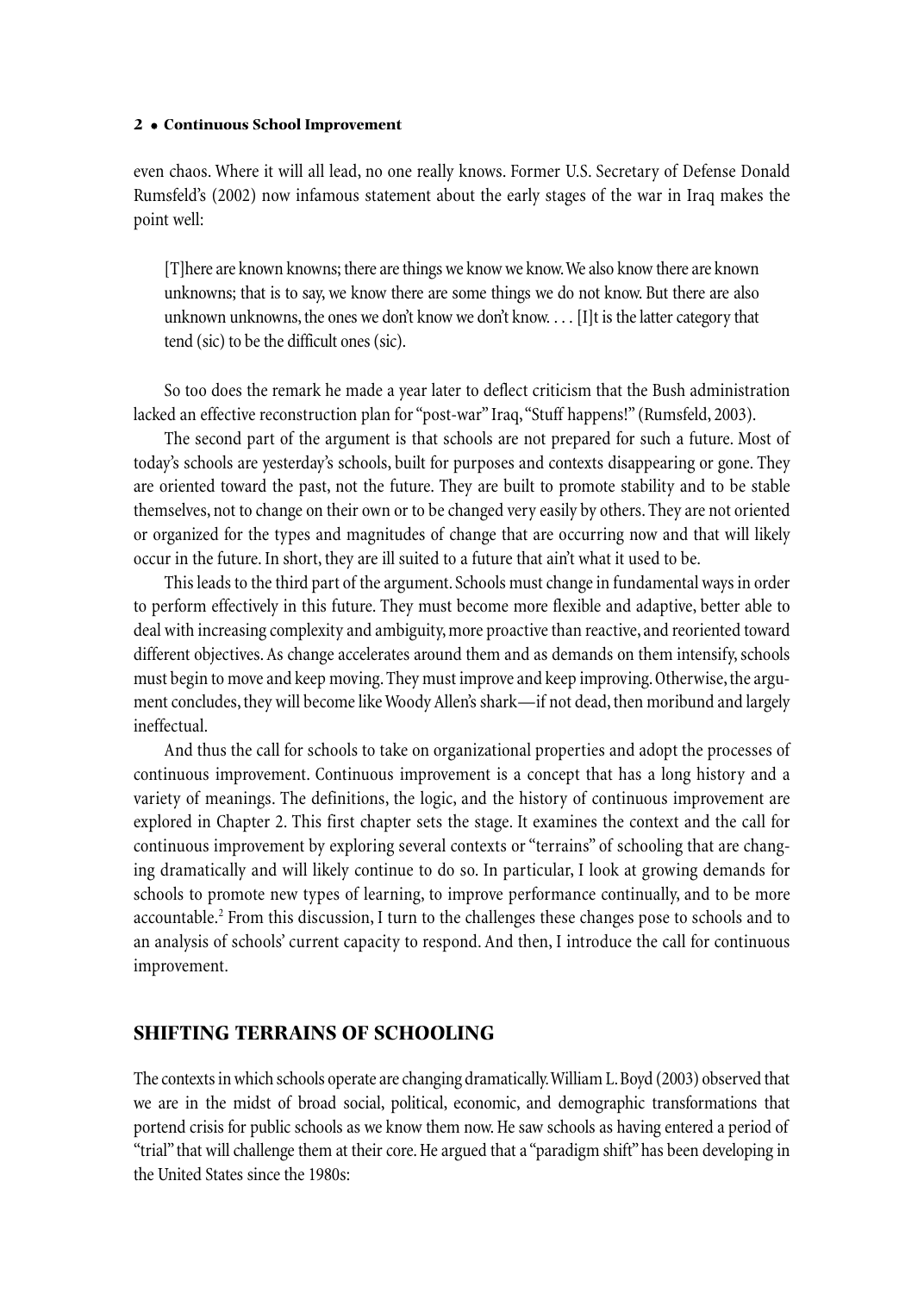even chaos. Where it will all lead, no one really knows. Former U.S. Secretary of Defense Donald Rumsfeld's (2002) now infamous statement about the early stages of the war in Iraq makes the point well:

> [T]here are known knowns; there are things we know we know. We also know there are known unknowns; that is to say, we know there are some things we do not know. But there are also unknown unknowns, the ones we don't know we don't know. . . . [I]t is the latter category that tend (sic) to be the difficult ones (sic).

So too does the remark he made a year later to deflect criticism that the Bush administration lacked an effective reconstruction plan for "post-war" Iraq, "Stuff happens!" (Rumsfeld, 2003).

The second part of the argument is that schools are not prepared for such a future. Most of today's schools are yesterday's schools, built for purposes and contexts disappearing or gone. They are oriented toward the past, not the future. They are built to promote stability and to be stable themselves, not to change on their own or to be changed very easily by others. They are not oriented or organized for the types and magnitudes of change that are occurring now and that will likely occur in the future. In short, they are ill suited to a future that ain't what it used to be.

This leads to the third part of the argument. Schools must change in fundamental ways in order to perform effectively in this future. They must become more flexible and adaptive, better able to deal with increasing complexity and ambiguity, more proactive than reactive, and reoriented toward different objectives. As change accelerates around them and as demands on them intensify, schools must begin to move and keep moving. They must improve and keep improving. Otherwise, the argument concludes, they will become like Woody Allen's shark—if not dead, then moribund and largely ineffectual.

And thus the call for schools to take on organizational properties and adopt the processes of continuous improvement. Continuous improvement is a concept that has a long history and a variety of meanings. The definitions, the logic, and the history of continuous improvement are explored in Chapter 2. This first chapter sets the stage. It examines the context and the call for continuous improvement by exploring several contexts or "terrains" of schooling that are changing dramatically and will likely continue to do so. In particular, I look at growing demands for schools to promote new types of learning, to improve performance continually, and to be more accountable.[2] From this discussion, I turn to the challenges these changes pose to schools and to an analysis of schools' current capacity to respond. And then, I introduce the call for continuous improvement.

## SHIFTING TERRAINS OF SCHOOLING

The contexts in which schools operate are changing dramatically. William L. Boyd (2003) observed that we are in the midst of broad social, political, economic, and demographic transformations that portend crisis for public schools as we know them now. He saw schools as having entered a period of "trial" that will challenge them at their core. He argued that a "paradigm shift" has been developing in the United States since the 1980s: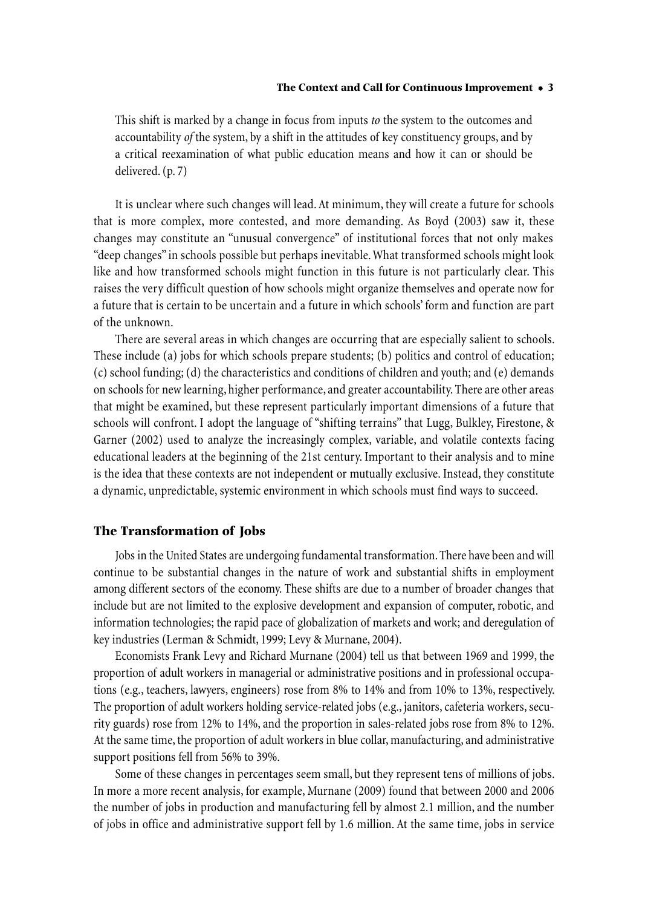> This shift is marked by a change in focus from inputs *to* the system to the outcomes and accountability *of* the system, by a shift in the attitudes of key constituency groups, and by a critical reexamination of what public education means and how it can or should be delivered. (p. 7)

It is unclear where such changes will lead. At minimum, they will create a future for schools that is more complex, more contested, and more demanding. As Boyd (2003) saw it, these changes may constitute an "unusual convergence" of institutional forces that not only makes "deep changes" in schools possible but perhaps inevitable. What transformed schools might look like and how transformed schools might function in this future is not particularly clear. This raises the very difficult question of how schools might organize themselves and operate now for a future that is certain to be uncertain and a future in which schools' form and function are part of the unknown.

There are several areas in which changes are occurring that are especially salient to schools. These include (a) jobs for which schools prepare students; (b) politics and control of education; (c) school funding; (d) the characteristics and conditions of children and youth; and (e) demands on schools for new learning, higher performance, and greater accountability. There are other areas that might be examined, but these represent particularly important dimensions of a future that schools will confront. I adopt the language of "shifting terrains" that Lugg, Bulkley, Firestone, & Garner (2002) used to analyze the increasingly complex, variable, and volatile contexts facing educational leaders at the beginning of the 21st century. Important to their analysis and to mine is the idea that these contexts are not independent or mutually exclusive. Instead, they constitute a dynamic, unpredictable, systemic environment in which schools must find ways to succeed.

## The Transformation of Jobs

Jobs in the United States are undergoing fundamental transformation. There have been and will continue to be substantial changes in the nature of work and substantial shifts in employment among different sectors of the economy. These shifts are due to a number of broader changes that include but are not limited to the explosive development and expansion of computer, robotic, and information technologies; the rapid pace of globalization of markets and work; and deregulation of key industries (Lerman & Schmidt, 1999; Levy & Murnane, 2004).

Economists Frank Levy and Richard Murnane (2004) tell us that between 1969 and 1999, the proportion of adult workers in managerial or administrative positions and in professional occupations (e.g., teachers, lawyers, engineers) rose from 8% to 14% and from 10% to 13%, respectively. The proportion of adult workers holding service-related jobs (e.g., janitors, cafeteria workers, security guards) rose from 12% to 14%, and the proportion in sales-related jobs rose from 8% to 12%. At the same time, the proportion of adult workers in blue collar, manufacturing, and administrative support positions fell from 56% to 39%.

Some of these changes in percentages seem small, but they represent tens of millions of jobs. In more a more recent analysis, for example, Murnane (2009) found that between 2000 and 2006 the number of jobs in production and manufacturing fell by almost 2.1 million, and the number of jobs in office and administrative support fell by 1.6 million. At the same time, jobs in service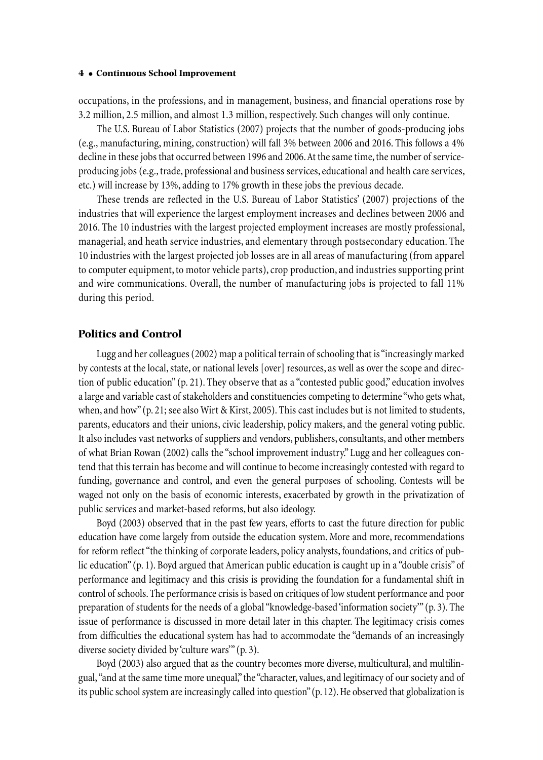occupations, in the professions, and in management, business, and financial operations rose by 3.2 million, 2.5 million, and almost 1.3 million, respectively. Such changes will only continue.

The U.S. Bureau of Labor Statistics (2007) projects that the number of goods-producing jobs (e.g., manufacturing, mining, construction) will fall 3% between 2006 and 2016. This follows a 4% decline in these jobs that occurred between 1996 and 2006. At the same time, the number of service-producing jobs (e.g., trade, professional and business services, educational and health care services, etc.) will increase by 13%, adding to 17% growth in these jobs the previous decade.

These trends are reflected in the U.S. Bureau of Labor Statistics' (2007) projections of the industries that will experience the largest employment increases and declines between 2006 and 2016. The 10 industries with the largest projected employment increases are mostly professional, managerial, and heath service industries, and elementary through postsecondary education. The 10 industries with the largest projected job losses are in all areas of manufacturing (from apparel to computer equipment, to motor vehicle parts), crop production, and industries supporting print and wire communications. Overall, the number of manufacturing jobs is projected to fall 11% during this period.

## Politics and Control

Lugg and her colleagues (2002) map a political terrain of schooling that is "increasingly marked by contests at the local, state, or national levels [over] resources, as well as over the scope and direction of public education" (p. 21). They observe that as a "contested public good," education involves a large and variable cast of stakeholders and constituencies competing to determine "who gets what, when, and how" (p. 21; see also Wirt & Kirst, 2005). This cast includes but is not limited to students, parents, educators and their unions, civic leadership, policy makers, and the general voting public. It also includes vast networks of suppliers and vendors, publishers, consultants, and other members of what Brian Rowan (2002) calls the "school improvement industry." Lugg and her colleagues contend that this terrain has become and will continue to become increasingly contested with regard to funding, governance and control, and even the general purposes of schooling. Contests will be waged not only on the basis of economic interests, exacerbated by growth in the privatization of public services and market-based reforms, but also ideology.

Boyd (2003) observed that in the past few years, efforts to cast the future direction for public education have come largely from outside the education system. More and more, recommendations for reform reflect "the thinking of corporate leaders, policy analysts, foundations, and critics of public education" (p. 1). Boyd argued that American public education is caught up in a "double crisis" of performance and legitimacy and this crisis is providing the foundation for a fundamental shift in control of schools. The performance crisis is based on critiques of low student performance and poor preparation of students for the needs of a global "knowledge-based 'information society'" (p. 3). The issue of performance is discussed in more detail later in this chapter. The legitimacy crisis comes from difficulties the educational system has had to accommodate the "demands of an increasingly diverse society divided by 'culture wars'" (p. 3).

Boyd (2003) also argued that as the country becomes more diverse, multicultural, and multilingual, "and at the same time more unequal," the "character, values, and legitimacy of our society and of its public school system are increasingly called into question" (p. 12). He observed that globalization is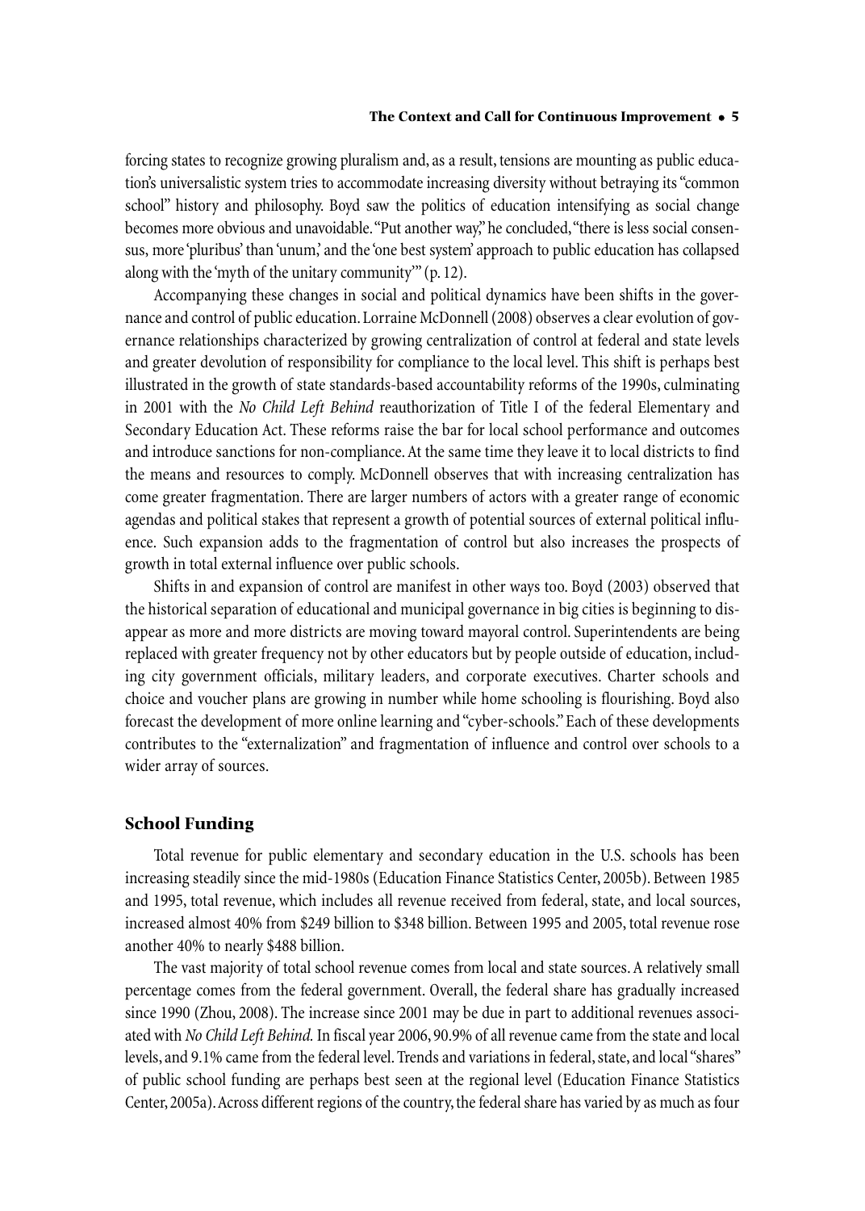forcing states to recognize growing pluralism and, as a result, tensions are mounting as public education's universalistic system tries to accommodate increasing diversity without betraying its "common school" history and philosophy. Boyd saw the politics of education intensifying as social change becomes more obvious and unavoidable. "Put another way," he concluded, "there is less social consensus, more 'pluribus' than 'unum,' and the 'one best system' approach to public education has collapsed along with the 'myth of the unitary community'" (p. 12).

Accompanying these changes in social and political dynamics have been shifts in the governance and control of public education. Lorraine McDonnell (2008) observes a clear evolution of governance relationships characterized by growing centralization of control at federal and state levels and greater devolution of responsibility for compliance to the local level. This shift is perhaps best illustrated in the growth of state standards-based accountability reforms of the 1990s, culminating in 2001 with the *No Child Left Behind* reauthorization of Title I of the federal Elementary and Secondary Education Act. These reforms raise the bar for local school performance and outcomes and introduce sanctions for non-compliance. At the same time they leave it to local districts to find the means and resources to comply. McDonnell observes that with increasing centralization has come greater fragmentation. There are larger numbers of actors with a greater range of economic agendas and political stakes that represent a growth of potential sources of external political influence. Such expansion adds to the fragmentation of control but also increases the prospects of growth in total external influence over public schools.

Shifts in and expansion of control are manifest in other ways too. Boyd (2003) observed that the historical separation of educational and municipal governance in big cities is beginning to disappear as more and more districts are moving toward mayoral control. Superintendents are being replaced with greater frequency not by other educators but by people outside of education, including city government officials, military leaders, and corporate executives. Charter schools and choice and voucher plans are growing in number while home schooling is flourishing. Boyd also forecast the development of more online learning and "cyber-schools." Each of these developments contributes to the "externalization" and fragmentation of influence and control over schools to a wider array of sources.

## School Funding

Total revenue for public elementary and secondary education in the U.S. schools has been increasing steadily since the mid-1980s (Education Finance Statistics Center, 2005b). Between 1985 and 1995, total revenue, which includes all revenue received from federal, state, and local sources, increased almost 40% from \$249 billion to \$348 billion. Between 1995 and 2005, total revenue rose another 40% to nearly \$488 billion.

The vast majority of total school revenue comes from local and state sources. A relatively small percentage comes from the federal government. Overall, the federal share has gradually increased since 1990 (Zhou, 2008). The increase since 2001 may be due in part to additional revenues associated with *No Child Left Behind.* In fiscal year 2006, 90.9% of all revenue came from the state and local levels, and 9.1% came from the federal level. Trends and variations in federal, state, and local "shares" of public school funding are perhaps best seen at the regional level (Education Finance Statistics Center, 2005a). Across different regions of the country, the federal share has varied by as much as four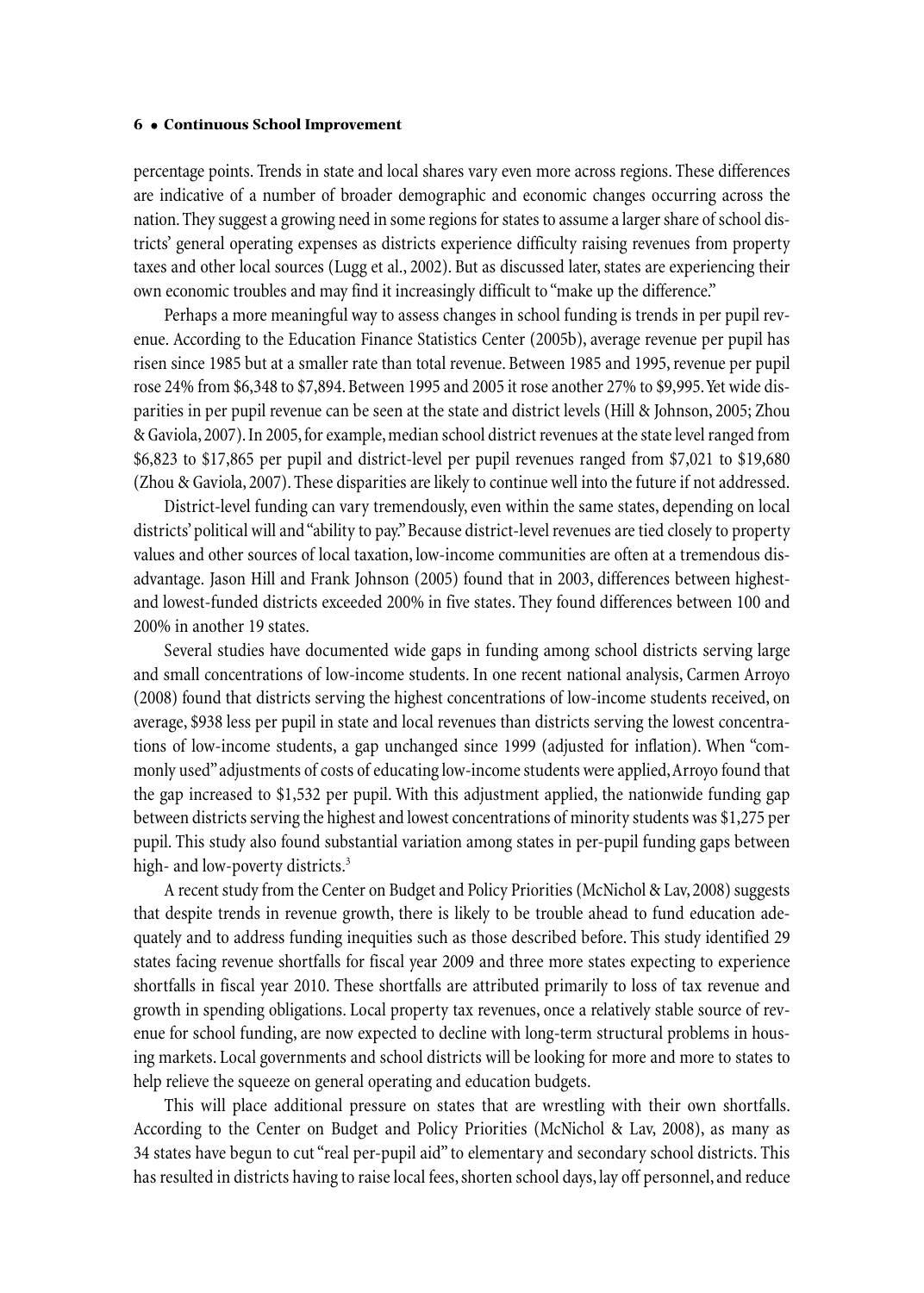percentage points. Trends in state and local shares vary even more across regions. These differences are indicative of a number of broader demographic and economic changes occurring across the nation. They suggest a growing need in some regions for states to assume a larger share of school districts' general operating expenses as districts experience difficulty raising revenues from property taxes and other local sources (Lugg et al., 2002). But as discussed later, states are experiencing their own economic troubles and may find it increasingly difficult to "make up the difference."

Perhaps a more meaningful way to assess changes in school funding is trends in per pupil revenue. According to the Education Finance Statistics Center (2005b), average revenue per pupil has risen since 1985 but at a smaller rate than total revenue. Between 1985 and 1995, revenue per pupil rose 24% from $6,348 to $7,894. Between 1995 and 2005 it rose another 27% to $9,995. Yet wide disparities in per pupil revenue can be seen at the state and district levels (Hill & Johnson, 2005; Zhou & Gaviola, 2007). In 2005, for example, median school district revenues at the state level ranged from $6,823 to $17,865 per pupil and district-level per pupil revenues ranged from $7,021 to $19,680 (Zhou & Gaviola, 2007). These disparities are likely to continue well into the future if not addressed.

District-level funding can vary tremendously, even within the same states, depending on local districts' political will and "ability to pay." Because district-level revenues are tied closely to property values and other sources of local taxation, low-income communities are often at a tremendous disadvantage. Jason Hill and Frank Johnson (2005) found that in 2003, differences between highest- and lowest-funded districts exceeded 200% in five states. They found differences between 100 and 200% in another 19 states.

Several studies have documented wide gaps in funding among school districts serving large and small concentrations of low-income students. In one recent national analysis, Carmen Arroyo (2008) found that districts serving the highest concentrations of low-income students received, on average, $938 less per pupil in state and local revenues than districts serving the lowest concentrations of low-income students, a gap unchanged since 1999 (adjusted for inflation). When "commonly used" adjustments of costs of educating low-income students were applied, Arroyo found that the gap increased to $1,532 per pupil. With this adjustment applied, the nationwide funding gap between districts serving the highest and lowest concentrations of minority students was $1,275 per pupil. This study also found substantial variation among states in per-pupil funding gaps between high- and low-poverty districts.[3]

A recent study from the Center on Budget and Policy Priorities (McNichol & Lav, 2008) suggests that despite trends in revenue growth, there is likely to be trouble ahead to fund education adequately and to address funding inequities such as those described before. This study identified 29 states facing revenue shortfalls for fiscal year 2009 and three more states expecting to experience shortfalls in fiscal year 2010. These shortfalls are attributed primarily to loss of tax revenue and growth in spending obligations. Local property tax revenues, once a relatively stable source of revenue for school funding, are now expected to decline with long-term structural problems in housing markets. Local governments and school districts will be looking for more and more to states to help relieve the squeeze on general operating and education budgets.

This will place additional pressure on states that are wrestling with their own shortfalls. According to the Center on Budget and Policy Priorities (McNichol & Lav, 2008), as many as 34 states have begun to cut "real per-pupil aid" to elementary and secondary school districts. This has resulted in districts having to raise local fees, shorten school days, lay off personnel, and reduce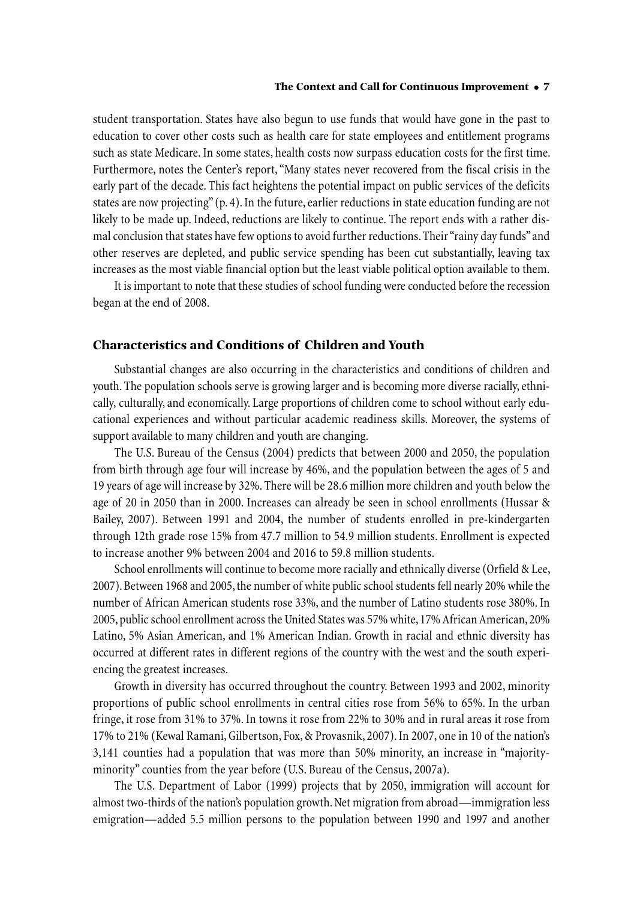student transportation. States have also begun to use funds that would have gone in the past to education to cover other costs such as health care for state employees and entitlement programs such as state Medicare. In some states, health costs now surpass education costs for the first time. Furthermore, notes the Center's report, "Many states never recovered from the fiscal crisis in the early part of the decade. This fact heightens the potential impact on public services of the deficits states are now projecting" (p. 4). In the future, earlier reductions in state education funding are not likely to be made up. Indeed, reductions are likely to continue. The report ends with a rather dismal conclusion that states have few options to avoid further reductions. Their "rainy day funds" and other reserves are depleted, and public service spending has been cut substantially, leaving tax increases as the most viable financial option but the least viable political option available to them.

It is important to note that these studies of school funding were conducted before the recession began at the end of 2008.

## Characteristics and Conditions of Children and Youth

Substantial changes are also occurring in the characteristics and conditions of children and youth. The population schools serve is growing larger and is becoming more diverse racially, ethnically, culturally, and economically. Large proportions of children come to school without early educational experiences and without particular academic readiness skills. Moreover, the systems of support available to many children and youth are changing.

The U.S. Bureau of the Census (2004) predicts that between 2000 and 2050, the population from birth through age four will increase by 46%, and the population between the ages of 5 and 19 years of age will increase by 32%. There will be 28.6 million more children and youth below the age of 20 in 2050 than in 2000. Increases can already be seen in school enrollments (Hussar & Bailey, 2007). Between 1991 and 2004, the number of students enrolled in pre-kindergarten through 12th grade rose 15% from 47.7 million to 54.9 million students. Enrollment is expected to increase another 9% between 2004 and 2016 to 59.8 million students.

School enrollments will continue to become more racially and ethnically diverse (Orfield & Lee, 2007). Between 1968 and 2005, the number of white public school students fell nearly 20% while the number of African American students rose 33%, and the number of Latino students rose 380%. In 2005, public school enrollment across the United States was 57% white, 17% African American, 20% Latino, 5% Asian American, and 1% American Indian. Growth in racial and ethnic diversity has occurred at different rates in different regions of the country with the west and the south experiencing the greatest increases.

Growth in diversity has occurred throughout the country. Between 1993 and 2002, minority proportions of public school enrollments in central cities rose from 56% to 65%. In the urban fringe, it rose from 31% to 37%. In towns it rose from 22% to 30% and in rural areas it rose from 17% to 21% (Kewal Ramani, Gilbertson, Fox, & Provasnik, 2007). In 2007, one in 10 of the nation's 3,141 counties had a population that was more than 50% minority, an increase in "majority-minority" counties from the year before (U.S. Bureau of the Census, 2007a).

The U.S. Department of Labor (1999) projects that by 2050, immigration will account for almost two-thirds of the nation's population growth. Net migration from abroad—immigration less emigration—added 5.5 million persons to the population between 1990 and 1997 and another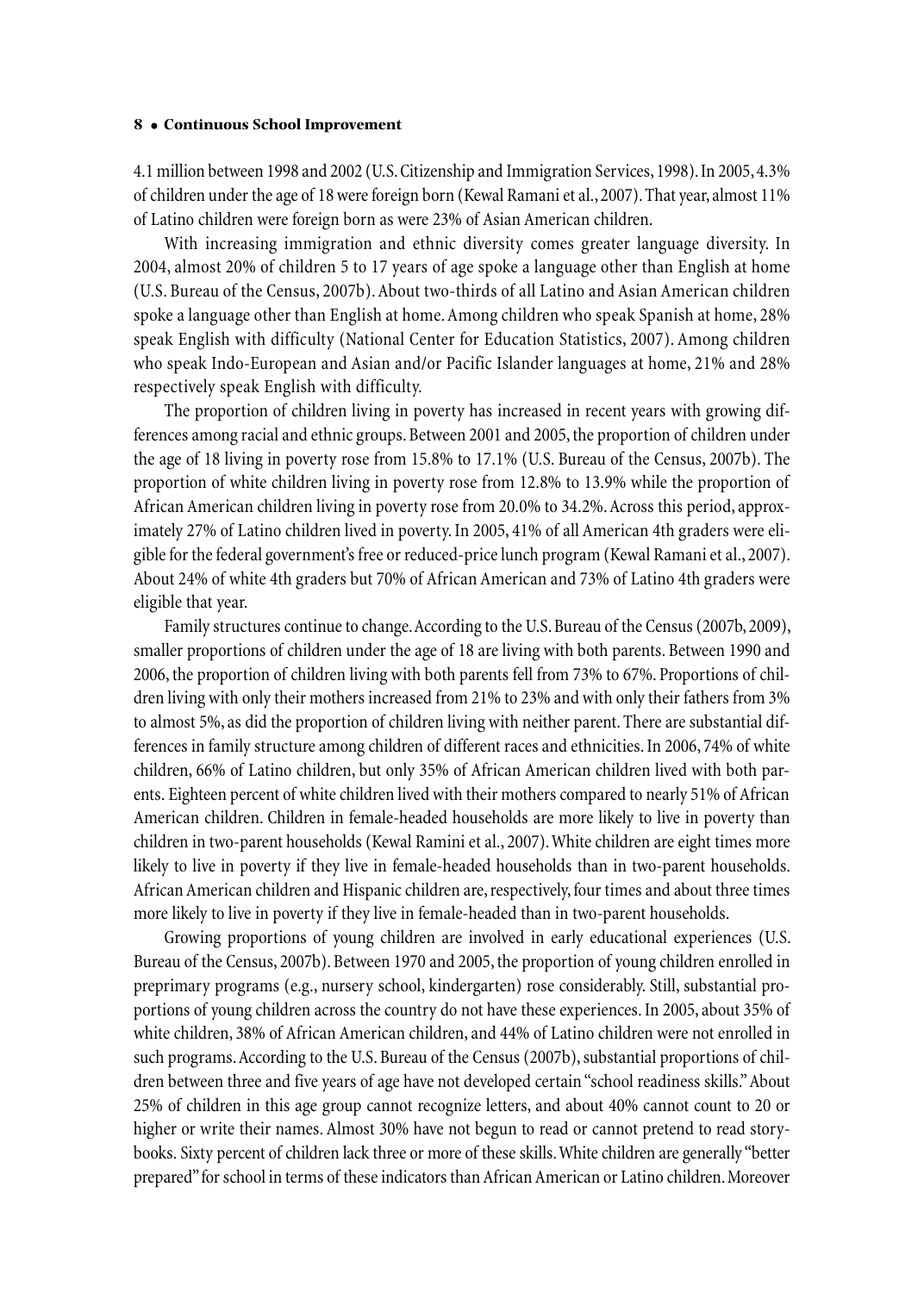4.1 million between 1998 and 2002 (U.S. Citizenship and Immigration Services, 1998). In 2005, 4.3% of children under the age of 18 were foreign born (Kewal Ramani et al., 2007). That year, almost 11% of Latino children were foreign born as were 23% of Asian American children.

With increasing immigration and ethnic diversity comes greater language diversity. In 2004, almost 20% of children 5 to 17 years of age spoke a language other than English at home (U.S. Bureau of the Census, 2007b). About two-thirds of all Latino and Asian American children spoke a language other than English at home. Among children who speak Spanish at home, 28% speak English with difficulty (National Center for Education Statistics, 2007). Among children who speak Indo-European and Asian and/or Pacific Islander languages at home, 21% and 28% respectively speak English with difficulty.

The proportion of children living in poverty has increased in recent years with growing differences among racial and ethnic groups. Between 2001 and 2005, the proportion of children under the age of 18 living in poverty rose from 15.8% to 17.1% (U.S. Bureau of the Census, 2007b). The proportion of white children living in poverty rose from 12.8% to 13.9% while the proportion of African American children living in poverty rose from 20.0% to 34.2%. Across this period, approximately 27% of Latino children lived in poverty. In 2005, 41% of all American 4th graders were eligible for the federal government's free or reduced-price lunch program (Kewal Ramani et al., 2007). About 24% of white 4th graders but 70% of African American and 73% of Latino 4th graders were eligible that year.

Family structures continue to change. According to the U.S. Bureau of the Census (2007b, 2009), smaller proportions of children under the age of 18 are living with both parents. Between 1990 and 2006, the proportion of children living with both parents fell from 73% to 67%. Proportions of children living with only their mothers increased from 21% to 23% and with only their fathers from 3% to almost 5%, as did the proportion of children living with neither parent. There are substantial differences in family structure among children of different races and ethnicities. In 2006, 74% of white children, 66% of Latino children, but only 35% of African American children lived with both parents. Eighteen percent of white children lived with their mothers compared to nearly 51% of African American children. Children in female-headed households are more likely to live in poverty than children in two-parent households (Kewal Ramini et al., 2007). White children are eight times more likely to live in poverty if they live in female-headed households than in two-parent households. African American children and Hispanic children are, respectively, four times and about three times more likely to live in poverty if they live in female-headed than in two-parent households.

Growing proportions of young children are involved in early educational experiences (U.S. Bureau of the Census, 2007b). Between 1970 and 2005, the proportion of young children enrolled in preprimary programs (e.g., nursery school, kindergarten) rose considerably. Still, substantial proportions of young children across the country do not have these experiences. In 2005, about 35% of white children, 38% of African American children, and 44% of Latino children were not enrolled in such programs. According to the U.S. Bureau of the Census (2007b), substantial proportions of children between three and five years of age have not developed certain "school readiness skills." About 25% of children in this age group cannot recognize letters, and about 40% cannot count to 20 or higher or write their names. Almost 30% have not begun to read or cannot pretend to read storybooks. Sixty percent of children lack three or more of these skills. White children are generally "better prepared" for school in terms of these indicators than African American or Latino children. Moreover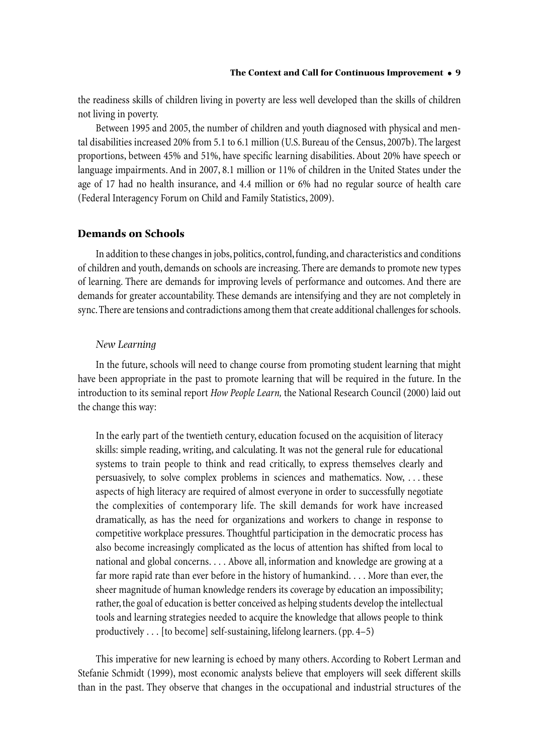the readiness skills of children living in poverty are less well developed than the skills of children not living in poverty.

Between 1995 and 2005, the number of children and youth diagnosed with physical and mental disabilities increased 20% from 5.1 to 6.1 million (U.S. Bureau of the Census, 2007b). The largest proportions, between 45% and 51%, have specific learning disabilities. About 20% have speech or language impairments. And in 2007, 8.1 million or 11% of children in the United States under the age of 17 had no health insurance, and 4.4 million or 6% had no regular source of health care (Federal Interagency Forum on Child and Family Statistics, 2009).

## Demands on Schools

In addition to these changes in jobs, politics, control, funding, and characteristics and conditions of children and youth, demands on schools are increasing. There are demands to promote new types of learning. There are demands for improving levels of performance and outcomes. And there are demands for greater accountability. These demands are intensifying and they are not completely in sync. There are tensions and contradictions among them that create additional challenges for schools.

### *New Learning*

In the future, schools will need to change course from promoting student learning that might have been appropriate in the past to promote learning that will be required in the future. In the introduction to its seminal report *How People Learn,* the National Research Council (2000) laid out the change this way:

> In the early part of the twentieth century, education focused on the acquisition of literacy skills: simple reading, writing, and calculating. It was not the general rule for educational systems to train people to think and read critically, to express themselves clearly and persuasively, to solve complex problems in sciences and mathematics. Now, . . . these aspects of high literacy are required of almost everyone in order to successfully negotiate the complexities of contemporary life. The skill demands for work have increased dramatically, as has the need for organizations and workers to change in response to competitive workplace pressures. Thoughtful participation in the democratic process has also become increasingly complicated as the locus of attention has shifted from local to national and global concerns. . . . Above all, information and knowledge are growing at a far more rapid rate than ever before in the history of humankind. . . . More than ever, the sheer magnitude of human knowledge renders its coverage by education an impossibility; rather, the goal of education is better conceived as helping students develop the intellectual tools and learning strategies needed to acquire the knowledge that allows people to think productively . . . [to become] self-sustaining, lifelong learners. (pp. 4–5)

This imperative for new learning is echoed by many others. According to Robert Lerman and Stefanie Schmidt (1999), most economic analysts believe that employers will seek different skills than in the past. They observe that changes in the occupational and industrial structures of the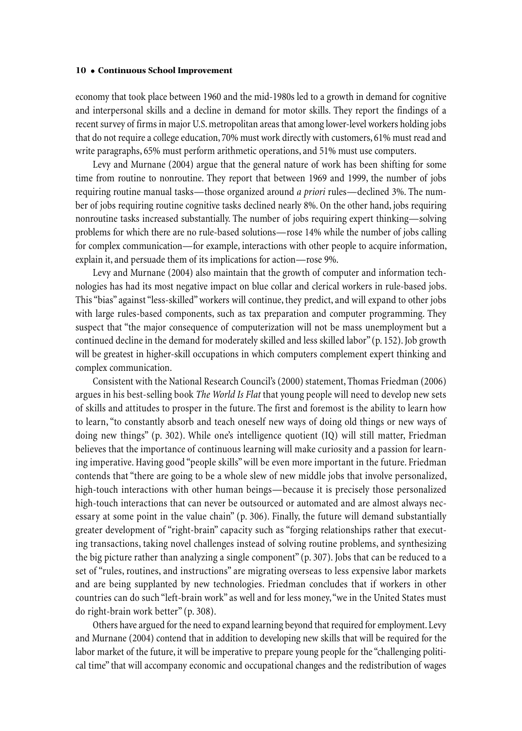economy that took place between 1960 and the mid-1980s led to a growth in demand for cognitive and interpersonal skills and a decline in demand for motor skills. They report the findings of a recent survey of firms in major U.S. metropolitan areas that among lower-level workers holding jobs that do not require a college education, 70% must work directly with customers, 61% must read and write paragraphs, 65% must perform arithmetic operations, and 51% must use computers.

Levy and Murnane (2004) argue that the general nature of work has been shifting for some time from routine to nonroutine. They report that between 1969 and 1999, the number of jobs requiring routine manual tasks—those organized around *a priori* rules—declined 3%. The number of jobs requiring routine cognitive tasks declined nearly 8%. On the other hand, jobs requiring nonroutine tasks increased substantially. The number of jobs requiring expert thinking—solving problems for which there are no rule-based solutions—rose 14% while the number of jobs calling for complex communication—for example, interactions with other people to acquire information, explain it, and persuade them of its implications for action—rose 9%.

Levy and Murnane (2004) also maintain that the growth of computer and information technologies has had its most negative impact on blue collar and clerical workers in rule-based jobs. This "bias" against "less-skilled" workers will continue, they predict, and will expand to other jobs with large rules-based components, such as tax preparation and computer programming. They suspect that "the major consequence of computerization will not be mass unemployment but a continued decline in the demand for moderately skilled and less skilled labor" (p. 152). Job growth will be greatest in higher-skill occupations in which computers complement expert thinking and complex communication.

Consistent with the National Research Council's (2000) statement, Thomas Friedman (2006) argues in his best-selling book *The World Is Flat* that young people will need to develop new sets of skills and attitudes to prosper in the future. The first and foremost is the ability to learn how to learn, "to constantly absorb and teach oneself new ways of doing old things or new ways of doing new things" (p. 302). While one's intelligence quotient (IQ) will still matter, Friedman believes that the importance of continuous learning will make curiosity and a passion for learning imperative. Having good "people skills" will be even more important in the future. Friedman contends that "there are going to be a whole slew of new middle jobs that involve personalized, high-touch interactions with other human beings—because it is precisely those personalized high-touch interactions that can never be outsourced or automated and are almost always necessary at some point in the value chain" (p. 306). Finally, the future will demand substantially greater development of "right-brain" capacity such as "forging relationships rather that executing transactions, taking novel challenges instead of solving routine problems, and synthesizing the big picture rather than analyzing a single component" (p. 307). Jobs that can be reduced to a set of "rules, routines, and instructions" are migrating overseas to less expensive labor markets and are being supplanted by new technologies. Friedman concludes that if workers in other countries can do such "left-brain work" as well and for less money, "we in the United States must do right-brain work better" (p. 308).

Others have argued for the need to expand learning beyond that required for employment. Levy and Murnane (2004) contend that in addition to developing new skills that will be required for the labor market of the future, it will be imperative to prepare young people for the "challenging political time" that will accompany economic and occupational changes and the redistribution of wages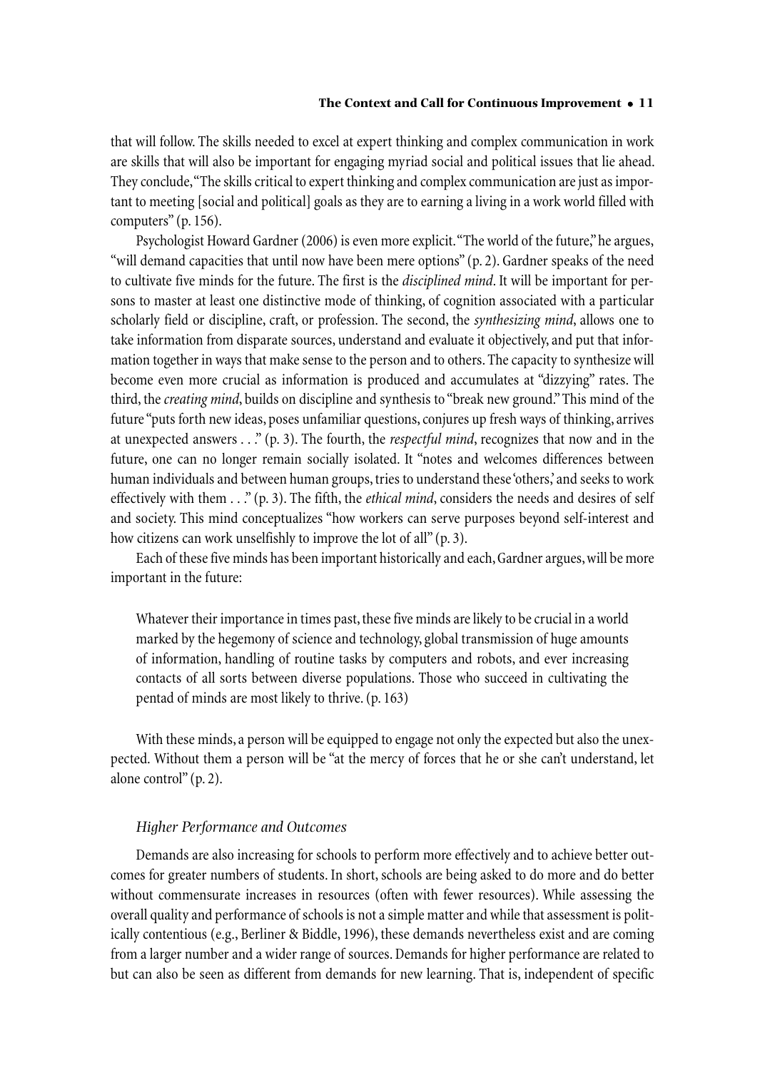that will follow. The skills needed to excel at expert thinking and complex communication in work are skills that will also be important for engaging myriad social and political issues that lie ahead. They conclude, "The skills critical to expert thinking and complex communication are just as important to meeting [social and political] goals as they are to earning a living in a work world filled with computers" (p. 156).

Psychologist Howard Gardner (2006) is even more explicit. "The world of the future," he argues, "will demand capacities that until now have been mere options" (p. 2). Gardner speaks of the need to cultivate five minds for the future. The first is the *disciplined mind*. It will be important for persons to master at least one distinctive mode of thinking, of cognition associated with a particular scholarly field or discipline, craft, or profession. The second, the *synthesizing mind*, allows one to take information from disparate sources, understand and evaluate it objectively, and put that information together in ways that make sense to the person and to others. The capacity to synthesize will become even more crucial as information is produced and accumulates at "dizzying" rates. The third, the *creating mind*, builds on discipline and synthesis to "break new ground." This mind of the future "puts forth new ideas, poses unfamiliar questions, conjures up fresh ways of thinking, arrives at unexpected answers . . ." (p. 3). The fourth, the *respectful mind*, recognizes that now and in the future, one can no longer remain socially isolated. It "notes and welcomes differences between human individuals and between human groups, tries to understand these 'others,' and seeks to work effectively with them . . ." (p. 3). The fifth, the *ethical mind*, considers the needs and desires of self and society. This mind conceptualizes "how workers can serve purposes beyond self-interest and how citizens can work unselfishly to improve the lot of all" (p. 3).

Each of these five minds has been important historically and each, Gardner argues, will be more important in the future:

> Whatever their importance in times past, these five minds are likely to be crucial in a world marked by the hegemony of science and technology, global transmission of huge amounts of information, handling of routine tasks by computers and robots, and ever increasing contacts of all sorts between diverse populations. Those who succeed in cultivating the pentad of minds are most likely to thrive. (p. 163)

With these minds, a person will be equipped to engage not only the expected but also the unexpected. Without them a person will be "at the mercy of forces that he or she can't understand, let alone control" (p. 2).

### *Higher Performance and Outcomes*

Demands are also increasing for schools to perform more effectively and to achieve better outcomes for greater numbers of students. In short, schools are being asked to do more and do better without commensurate increases in resources (often with fewer resources). While assessing the overall quality and performance of schools is not a simple matter and while that assessment is politically contentious (e.g., Berliner & Biddle, 1996), these demands nevertheless exist and are coming from a larger number and a wider range of sources. Demands for higher performance are related to but can also be seen as different from demands for new learning. That is, independent of specific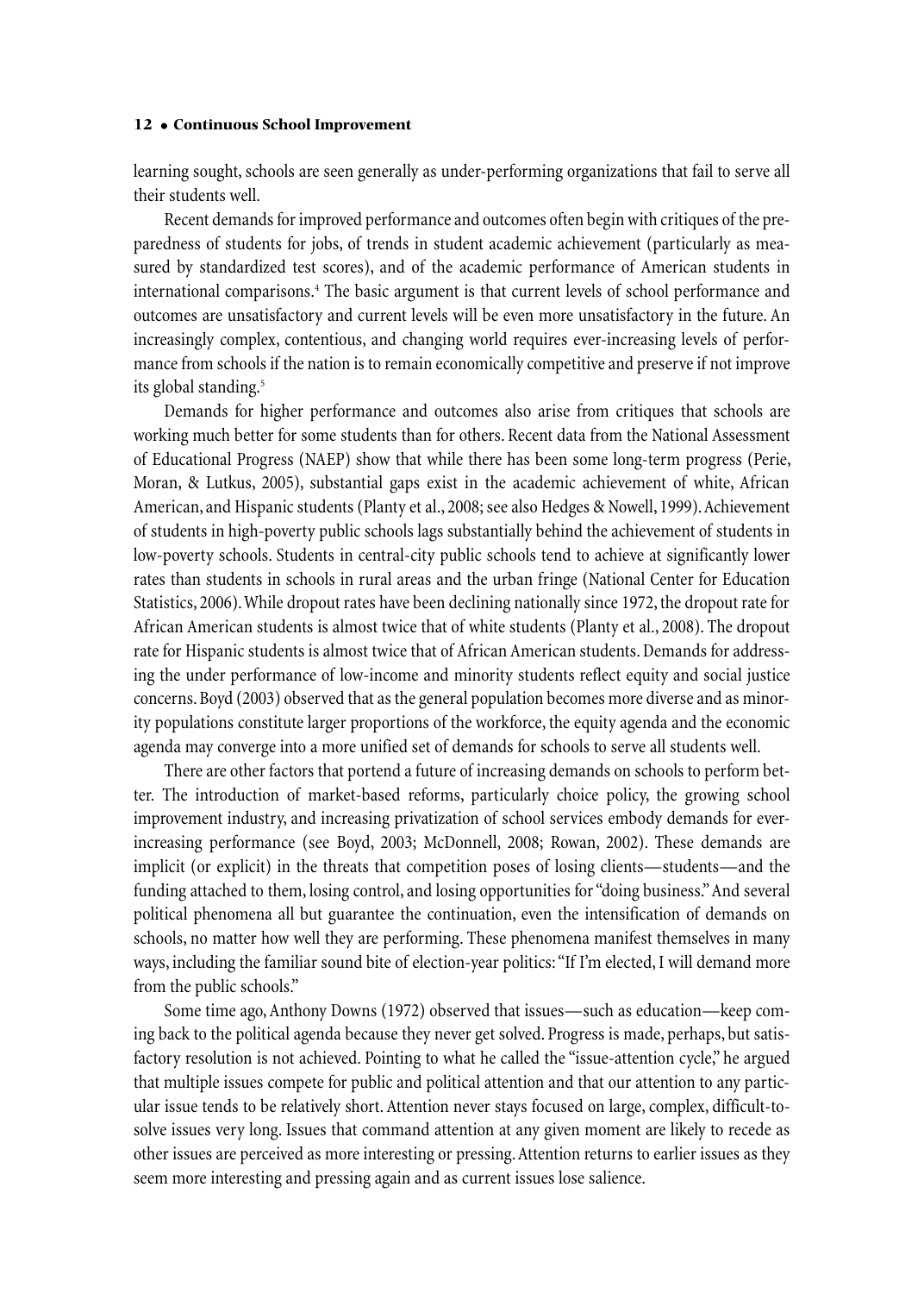learning sought, schools are seen generally as under-performing organizations that fail to serve all their students well.

Recent demands for improved performance and outcomes often begin with critiques of the preparedness of students for jobs, of trends in student academic achievement (particularly as measured by standardized test scores), and of the academic performance of American students in international comparisons.[4] The basic argument is that current levels of school performance and outcomes are unsatisfactory and current levels will be even more unsatisfactory in the future. An increasingly complex, contentious, and changing world requires ever-increasing levels of performance from schools if the nation is to remain economically competitive and preserve if not improve its global standing.[5]

Demands for higher performance and outcomes also arise from critiques that schools are working much better for some students than for others. Recent data from the National Assessment of Educational Progress (NAEP) show that while there has been some long-term progress (Perie, Moran, & Lutkus, 2005), substantial gaps exist in the academic achievement of white, African American, and Hispanic students (Planty et al., 2008; see also Hedges & Nowell, 1999). Achievement of students in high-poverty public schools lags substantially behind the achievement of students in low-poverty schools. Students in central-city public schools tend to achieve at significantly lower rates than students in schools in rural areas and the urban fringe (National Center for Education Statistics, 2006). While dropout rates have been declining nationally since 1972, the dropout rate for African American students is almost twice that of white students (Planty et al., 2008). The dropout rate for Hispanic students is almost twice that of African American students. Demands for addressing the under performance of low-income and minority students reflect equity and social justice concerns. Boyd (2003) observed that as the general population becomes more diverse and as minority populations constitute larger proportions of the workforce, the equity agenda and the economic agenda may converge into a more unified set of demands for schools to serve all students well.

There are other factors that portend a future of increasing demands on schools to perform better. The introduction of market-based reforms, particularly choice policy, the growing school improvement industry, and increasing privatization of school services embody demands for ever-increasing performance (see Boyd, 2003; McDonnell, 2008; Rowan, 2002). These demands are implicit (or explicit) in the threats that competition poses of losing clients—students—and the funding attached to them, losing control, and losing opportunities for "doing business." And several political phenomena all but guarantee the continuation, even the intensification of demands on schools, no matter how well they are performing. These phenomena manifest themselves in many ways, including the familiar sound bite of election-year politics: "If I'm elected, I will demand more from the public schools."

Some time ago, Anthony Downs (1972) observed that issues—such as education—keep coming back to the political agenda because they never get solved. Progress is made, perhaps, but satisfactory resolution is not achieved. Pointing to what he called the "issue-attention cycle," he argued that multiple issues compete for public and political attention and that our attention to any particular issue tends to be relatively short. Attention never stays focused on large, complex, difficult-to-solve issues very long. Issues that command attention at any given moment are likely to recede as other issues are perceived as more interesting or pressing. Attention returns to earlier issues as they seem more interesting and pressing again and as current issues lose salience.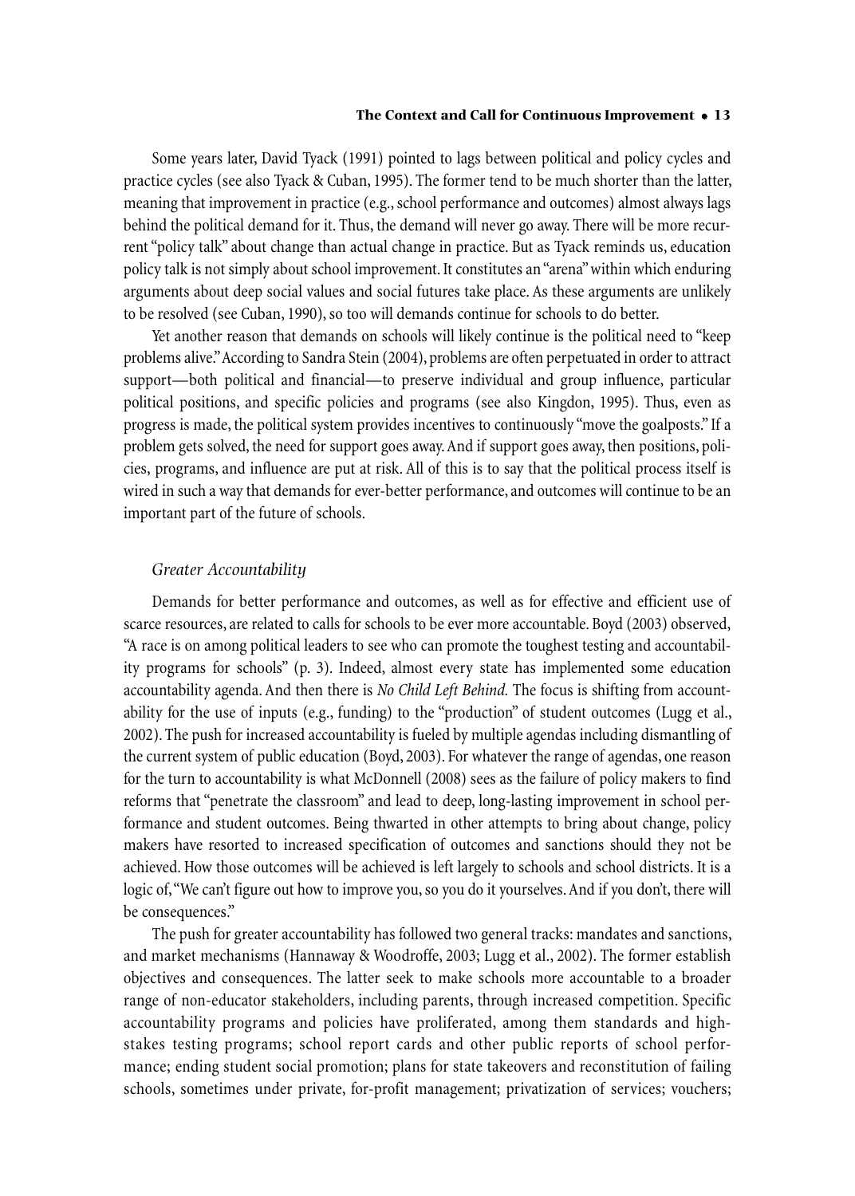Some years later, David Tyack (1991) pointed to lags between political and policy cycles and practice cycles (see also Tyack & Cuban, 1995). The former tend to be much shorter than the latter, meaning that improvement in practice (e.g., school performance and outcomes) almost always lags behind the political demand for it. Thus, the demand will never go away. There will be more recurrent "policy talk" about change than actual change in practice. But as Tyack reminds us, education policy talk is not simply about school improvement. It constitutes an "arena" within which enduring arguments about deep social values and social futures take place. As these arguments are unlikely to be resolved (see Cuban, 1990), so too will demands continue for schools to do better.

Yet another reason that demands on schools will likely continue is the political need to "keep problems alive." According to Sandra Stein (2004), problems are often perpetuated in order to attract support—both political and financial—to preserve individual and group influence, particular political positions, and specific policies and programs (see also Kingdon, 1995). Thus, even as progress is made, the political system provides incentives to continuously "move the goalposts." If a problem gets solved, the need for support goes away. And if support goes away, then positions, policies, programs, and influence are put at risk. All of this is to say that the political process itself is wired in such a way that demands for ever-better performance, and outcomes will continue to be an important part of the future of schools.

### *Greater Accountability*

Demands for better performance and outcomes, as well as for effective and efficient use of scarce resources, are related to calls for schools to be ever more accountable. Boyd (2003) observed, "A race is on among political leaders to see who can promote the toughest testing and accountability programs for schools" (p. 3). Indeed, almost every state has implemented some education accountability agenda. And then there is *No Child Left Behind.* The focus is shifting from accountability for the use of inputs (e.g., funding) to the "production" of student outcomes (Lugg et al., 2002). The push for increased accountability is fueled by multiple agendas including dismantling of the current system of public education (Boyd, 2003). For whatever the range of agendas, one reason for the turn to accountability is what McDonnell (2008) sees as the failure of policy makers to find reforms that "penetrate the classroom" and lead to deep, long-lasting improvement in school performance and student outcomes. Being thwarted in other attempts to bring about change, policy makers have resorted to increased specification of outcomes and sanctions should they not be achieved. How those outcomes will be achieved is left largely to schools and school districts. It is a logic of, "We can't figure out how to improve you, so you do it yourselves. And if you don't, there will be consequences."

The push for greater accountability has followed two general tracks: mandates and sanctions, and market mechanisms (Hannaway & Woodroffe, 2003; Lugg et al., 2002). The former establish objectives and consequences. The latter seek to make schools more accountable to a broader range of non-educator stakeholders, including parents, through increased competition. Specific accountability programs and policies have proliferated, among them standards and high-stakes testing programs; school report cards and other public reports of school performance; ending student social promotion; plans for state takeovers and reconstitution of failing schools, sometimes under private, for-profit management; privatization of services; vouchers;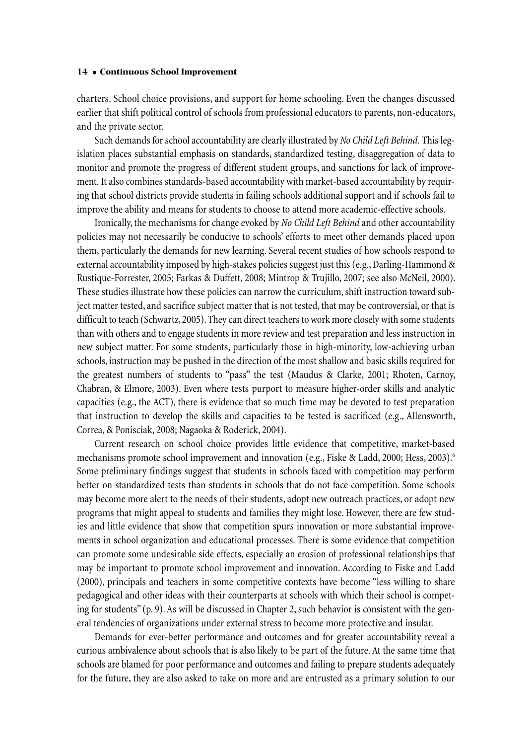charters. School choice provisions, and support for home schooling. Even the changes discussed earlier that shift political control of schools from professional educators to parents, non-educators, and the private sector.

Such demands for school accountability are clearly illustrated by *No Child Left Behind.* This legislation places substantial emphasis on standards, standardized testing, disaggregation of data to monitor and promote the progress of different student groups, and sanctions for lack of improvement. It also combines standards-based accountability with market-based accountability by requiring that school districts provide students in failing schools additional support and if schools fail to improve the ability and means for students to choose to attend more academic-effective schools.

Ironically, the mechanisms for change evoked by *No Child Left Behind* and other accountability policies may not necessarily be conducive to schools' efforts to meet other demands placed upon them, particularly the demands for new learning. Several recent studies of how schools respond to external accountability imposed by high-stakes policies suggest just this (e.g., Darling-Hammond & Rustique-Forrester, 2005; Farkas & Duffett, 2008; Mintrop & Trujillo, 2007; see also McNeil, 2000). These studies illustrate how these policies can narrow the curriculum, shift instruction toward subject matter tested, and sacrifice subject matter that is not tested, that may be controversial, or that is difficult to teach (Schwartz, 2005). They can direct teachers to work more closely with some students than with others and to engage students in more review and test preparation and less instruction in new subject matter. For some students, particularly those in high-minority, low-achieving urban schools, instruction may be pushed in the direction of the most shallow and basic skills required for the greatest numbers of students to "pass" the test (Maudus & Clarke, 2001; Rhoten, Carnoy, Chabran, & Elmore, 2003). Even where tests purport to measure higher-order skills and analytic capacities (e.g., the ACT), there is evidence that so much time may be devoted to test preparation that instruction to develop the skills and capacities to be tested is sacrificed (e.g., Allensworth, Correa, & Ponisciak, 2008; Nagaoka & Roderick, 2004).

Current research on school choice provides little evidence that competitive, market-based mechanisms promote school improvement and innovation (e.g., Fiske & Ladd, 2000; Hess, 2003).[6] Some preliminary findings suggest that students in schools faced with competition may perform better on standardized tests than students in schools that do not face competition. Some schools may become more alert to the needs of their students, adopt new outreach practices, or adopt new programs that might appeal to students and families they might lose. However, there are few studies and little evidence that show that competition spurs innovation or more substantial improvements in school organization and educational processes. There is some evidence that competition can promote some undesirable side effects, especially an erosion of professional relationships that may be important to promote school improvement and innovation. According to Fiske and Ladd (2000), principals and teachers in some competitive contexts have become "less willing to share pedagogical and other ideas with their counterparts at schools with which their school is competing for students" (p. 9). As will be discussed in Chapter 2, such behavior is consistent with the general tendencies of organizations under external stress to become more protective and insular.

Demands for ever-better performance and outcomes and for greater accountability reveal a curious ambivalence about schools that is also likely to be part of the future. At the same time that schools are blamed for poor performance and outcomes and failing to prepare students adequately for the future, they are also asked to take on more and are entrusted as a primary solution to our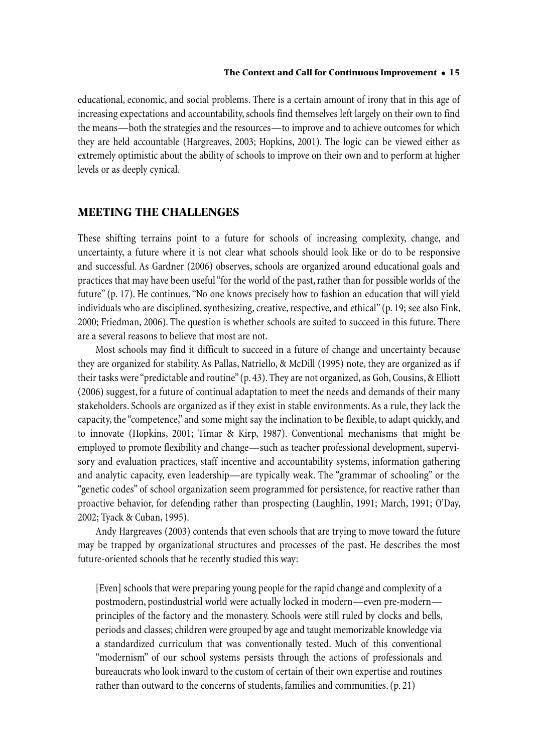educational, economic, and social problems. There is a certain amount of irony that in this age of increasing expectations and accountability, schools find themselves left largely on their own to find the means—both the strategies and the resources—to improve and to achieve outcomes for which they are held accountable (Hargreaves, 2003; Hopkins, 2001). The logic can be viewed either as extremely optimistic about the ability of schools to improve on their own and to perform at higher levels or as deeply cynical.

## MEETING THE CHALLENGES

These shifting terrains point to a future for schools of increasing complexity, change, and uncertainty, a future where it is not clear what schools should look like or do to be responsive and successful. As Gardner (2006) observes, schools are organized around educational goals and practices that may have been useful "for the world of the past, rather than for possible worlds of the future" (p. 17). He continues, "No one knows precisely how to fashion an education that will yield individuals who are disciplined, synthesizing, creative, respective, and ethical" (p. 19; see also Fink, 2000; Friedman, 2006). The question is whether schools are suited to succeed in this future. There are a several reasons to believe that most are not.

Most schools may find it difficult to succeed in a future of change and uncertainty because they are organized for stability. As Pallas, Natriello, & McDill (1995) note, they are organized as if their tasks were "predictable and routine" (p. 43). They are not organized, as Goh, Cousins, & Elliott (2006) suggest, for a future of continual adaptation to meet the needs and demands of their many stakeholders. Schools are organized as if they exist in stable environments. As a rule, they lack the capacity, the "competence," and some might say the inclination to be flexible, to adapt quickly, and to innovate (Hopkins, 2001; Timar & Kirp, 1987). Conventional mechanisms that might be employed to promote flexibility and change—such as teacher professional development, supervisory and evaluation practices, staff incentive and accountability systems, information gathering and analytic capacity, even leadership—are typically weak. The "grammar of schooling" or the "genetic codes" of school organization seem programmed for persistence, for reactive rather than proactive behavior, for defending rather than prospecting (Laughlin, 1991; March, 1991; O'Day, 2002; Tyack & Cuban, 1995).

Andy Hargreaves (2003) contends that even schools that are trying to move toward the future may be trapped by organizational structures and processes of the past. He describes the most future-oriented schools that he recently studied this way:

> [Even] schools that were preparing young people for the rapid change and complexity of a postmodern, postindustrial world were actually locked in modern—even pre-modern—principles of the factory and the monastery. Schools were still ruled by clocks and bells, periods and classes; children were grouped by age and taught memorizable knowledge via a standardized curriculum that was conventionally tested. Much of this conventional "modernism" of our school systems persists through the actions of professionals and bureaucrats who look inward to the custom of certain of their own expertise and routines rather than outward to the concerns of students, families and communities. (p. 21)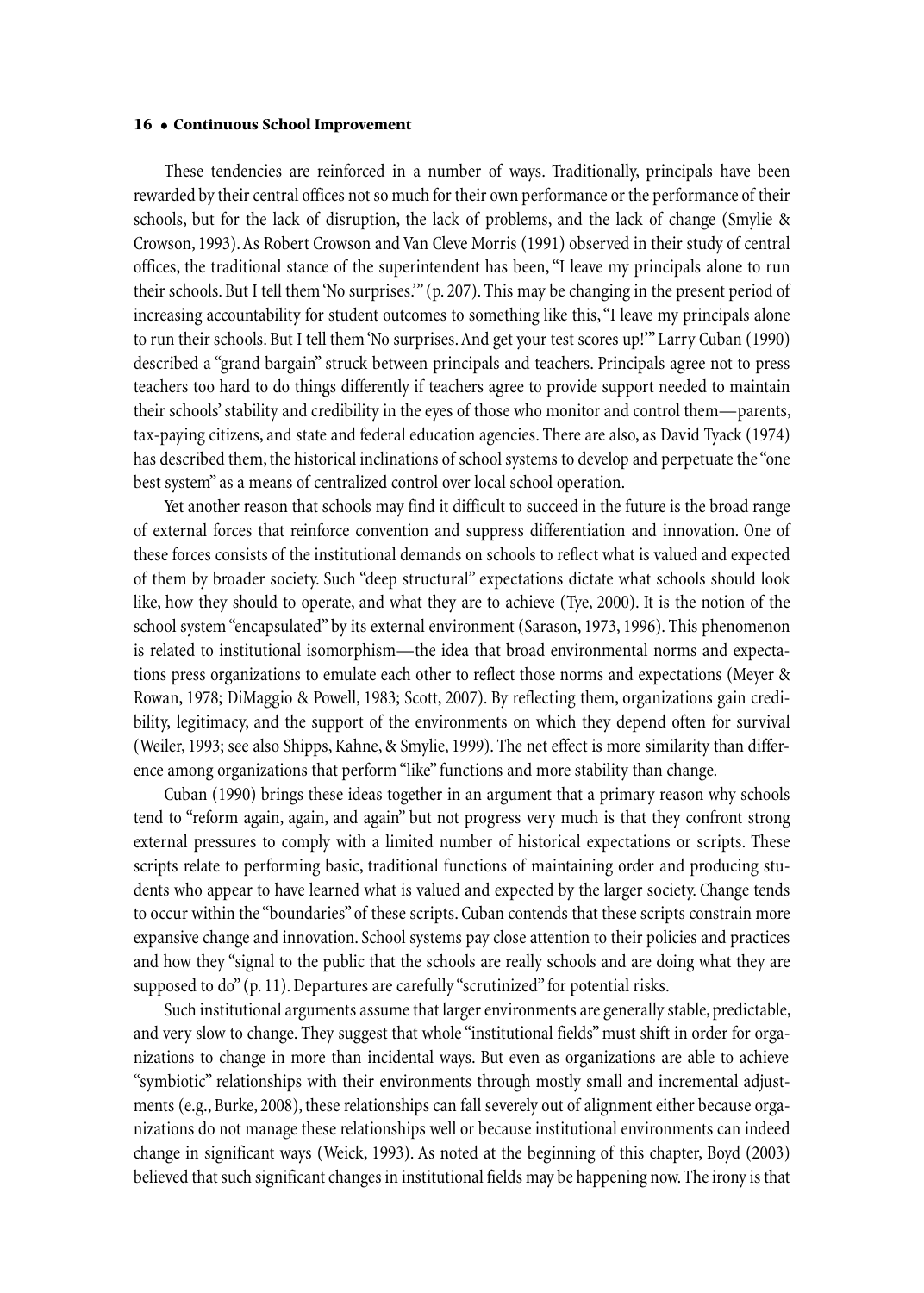These tendencies are reinforced in a number of ways. Traditionally, principals have been rewarded by their central offices not so much for their own performance or the performance of their schools, but for the lack of disruption, the lack of problems, and the lack of change (Smylie & Crowson, 1993). As Robert Crowson and Van Cleve Morris (1991) observed in their study of central offices, the traditional stance of the superintendent has been, "I leave my principals alone to run their schools. But I tell them 'No surprises.'" (p. 207). This may be changing in the present period of increasing accountability for student outcomes to something like this, "I leave my principals alone to run their schools. But I tell them 'No surprises. And get your test scores up!'" Larry Cuban (1990) described a "grand bargain" struck between principals and teachers. Principals agree not to press teachers too hard to do things differently if teachers agree to provide support needed to maintain their schools' stability and credibility in the eyes of those who monitor and control them—parents, tax-paying citizens, and state and federal education agencies. There are also, as David Tyack (1974) has described them, the historical inclinations of school systems to develop and perpetuate the "one best system" as a means of centralized control over local school operation.

Yet another reason that schools may find it difficult to succeed in the future is the broad range of external forces that reinforce convention and suppress differentiation and innovation. One of these forces consists of the institutional demands on schools to reflect what is valued and expected of them by broader society. Such "deep structural" expectations dictate what schools should look like, how they should to operate, and what they are to achieve (Tye, 2000). It is the notion of the school system "encapsulated" by its external environment (Sarason, 1973, 1996). This phenomenon is related to institutional isomorphism—the idea that broad environmental norms and expectations press organizations to emulate each other to reflect those norms and expectations (Meyer & Rowan, 1978; DiMaggio & Powell, 1983; Scott, 2007). By reflecting them, organizations gain credibility, legitimacy, and the support of the environments on which they depend often for survival (Weiler, 1993; see also Shipps, Kahne, & Smylie, 1999). The net effect is more similarity than difference among organizations that perform "like" functions and more stability than change.

Cuban (1990) brings these ideas together in an argument that a primary reason why schools tend to "reform again, again, and again" but not progress very much is that they confront strong external pressures to comply with a limited number of historical expectations or scripts. These scripts relate to performing basic, traditional functions of maintaining order and producing students who appear to have learned what is valued and expected by the larger society. Change tends to occur within the "boundaries" of these scripts. Cuban contends that these scripts constrain more expansive change and innovation. School systems pay close attention to their policies and practices and how they "signal to the public that the schools are really schools and are doing what they are supposed to do" (p. 11). Departures are carefully "scrutinized" for potential risks.

Such institutional arguments assume that larger environments are generally stable, predictable, and very slow to change. They suggest that whole "institutional fields" must shift in order for organizations to change in more than incidental ways. But even as organizations are able to achieve "symbiotic" relationships with their environments through mostly small and incremental adjustments (e.g., Burke, 2008), these relationships can fall severely out of alignment either because organizations do not manage these relationships well or because institutional environments can indeed change in significant ways (Weick, 1993). As noted at the beginning of this chapter, Boyd (2003) believed that such significant changes in institutional fields may be happening now. The irony is that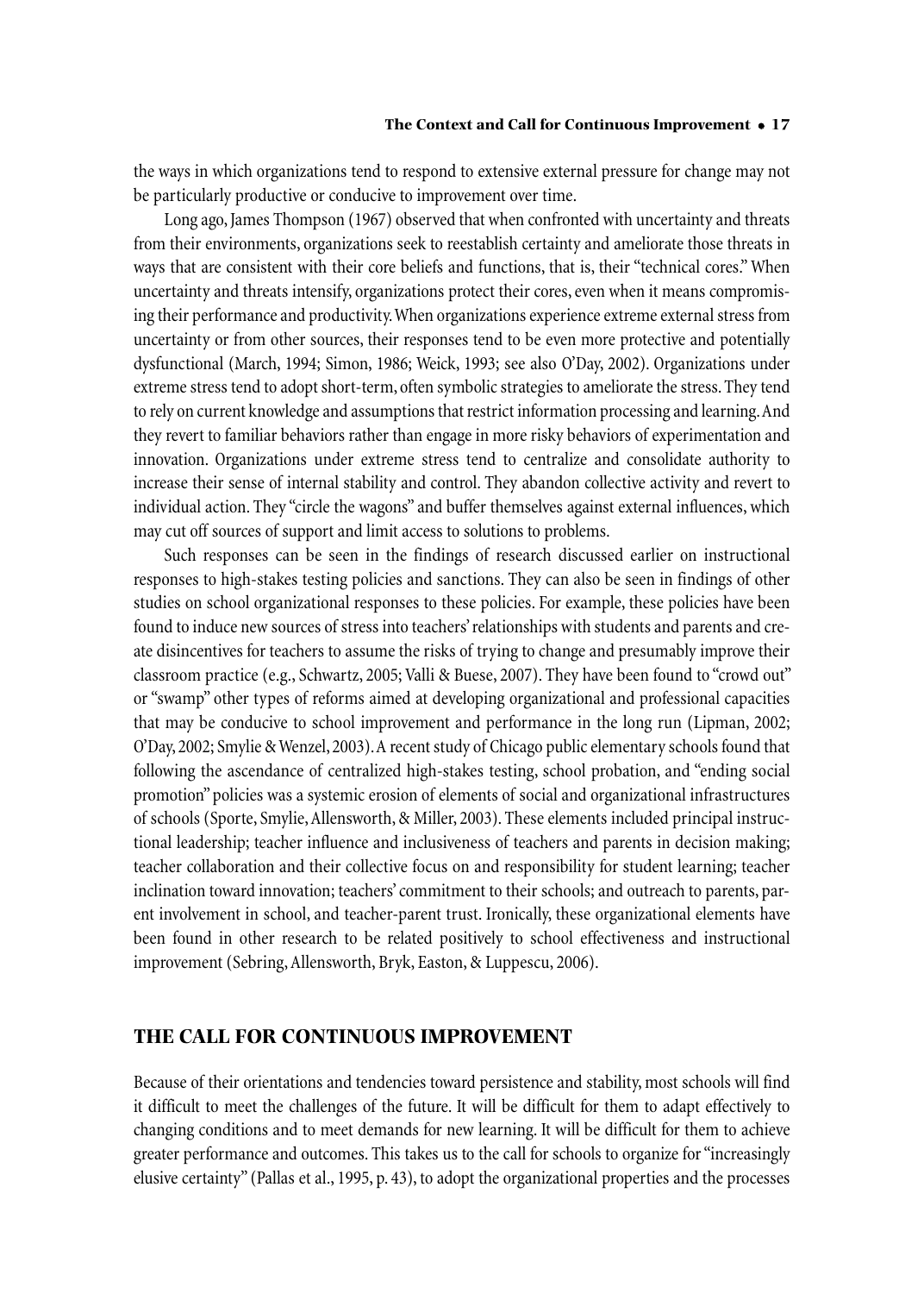the ways in which organizations tend to respond to extensive external pressure for change may not be particularly productive or conducive to improvement over time.

Long ago, James Thompson (1967) observed that when confronted with uncertainty and threats from their environments, organizations seek to reestablish certainty and ameliorate those threats in ways that are consistent with their core beliefs and functions, that is, their "technical cores." When uncertainty and threats intensify, organizations protect their cores, even when it means compromising their performance and productivity. When organizations experience extreme external stress from uncertainty or from other sources, their responses tend to be even more protective and potentially dysfunctional (March, 1994; Simon, 1986; Weick, 1993; see also O'Day, 2002). Organizations under extreme stress tend to adopt short-term, often symbolic strategies to ameliorate the stress. They tend to rely on current knowledge and assumptions that restrict information processing and learning. And they revert to familiar behaviors rather than engage in more risky behaviors of experimentation and innovation. Organizations under extreme stress tend to centralize and consolidate authority to increase their sense of internal stability and control. They abandon collective activity and revert to individual action. They "circle the wagons" and buffer themselves against external influences, which may cut off sources of support and limit access to solutions to problems.

Such responses can be seen in the findings of research discussed earlier on instructional responses to high-stakes testing policies and sanctions. They can also be seen in findings of other studies on school organizational responses to these policies. For example, these policies have been found to induce new sources of stress into teachers' relationships with students and parents and create disincentives for teachers to assume the risks of trying to change and presumably improve their classroom practice (e.g., Schwartz, 2005; Valli & Buese, 2007). They have been found to "crowd out" or "swamp" other types of reforms aimed at developing organizational and professional capacities that may be conducive to school improvement and performance in the long run (Lipman, 2002; O'Day, 2002; Smylie & Wenzel, 2003). A recent study of Chicago public elementary schools found that following the ascendance of centralized high-stakes testing, school probation, and "ending social promotion" policies was a systemic erosion of elements of social and organizational infrastructures of schools (Sporte, Smylie, Allensworth, & Miller, 2003). These elements included principal instructional leadership; teacher influence and inclusiveness of teachers and parents in decision making; teacher collaboration and their collective focus on and responsibility for student learning; teacher inclination toward innovation; teachers' commitment to their schools; and outreach to parents, parent involvement in school, and teacher-parent trust. Ironically, these organizational elements have been found in other research to be related positively to school effectiveness and instructional improvement (Sebring, Allensworth, Bryk, Easton, & Luppescu, 2006).

## THE CALL FOR CONTINUOUS IMPROVEMENT

Because of their orientations and tendencies toward persistence and stability, most schools will find it difficult to meet the challenges of the future. It will be difficult for them to adapt effectively to changing conditions and to meet demands for new learning. It will be difficult for them to achieve greater performance and outcomes. This takes us to the call for schools to organize for "increasingly elusive certainty" (Pallas et al., 1995, p. 43), to adopt the organizational properties and the processes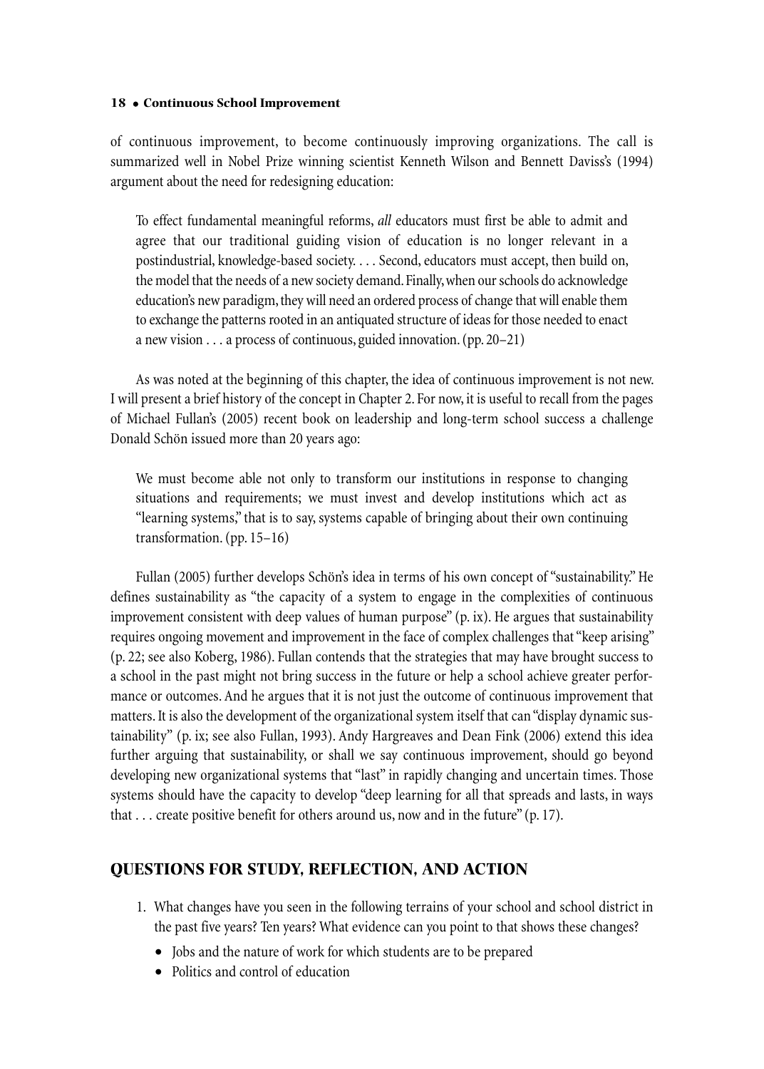of continuous improvement, to become continuously improving organizations. The call is summarized well in Nobel Prize winning scientist Kenneth Wilson and Bennett Daviss's (1994) argument about the need for redesigning education:

> To effect fundamental meaningful reforms, *all* educators must first be able to admit and agree that our traditional guiding vision of education is no longer relevant in a postindustrial, knowledge-based society. . . . Second, educators must accept, then build on, the model that the needs of a new society demand. Finally, when our schools do acknowledge education's new paradigm, they will need an ordered process of change that will enable them to exchange the patterns rooted in an antiquated structure of ideas for those needed to enact a new vision . . . a process of continuous, guided innovation. (pp. 20–21)

As was noted at the beginning of this chapter, the idea of continuous improvement is not new. I will present a brief history of the concept in Chapter 2. For now, it is useful to recall from the pages of Michael Fullan's (2005) recent book on leadership and long-term school success a challenge Donald Schön issued more than 20 years ago:

> We must become able not only to transform our institutions in response to changing situations and requirements; we must invest and develop institutions which act as "learning systems," that is to say, systems capable of bringing about their own continuing transformation. (pp. 15–16)

Fullan (2005) further develops Schön's idea in terms of his own concept of "sustainability." He defines sustainability as "the capacity of a system to engage in the complexities of continuous improvement consistent with deep values of human purpose" (p. ix). He argues that sustainability requires ongoing movement and improvement in the face of complex challenges that "keep arising" (p. 22; see also Koberg, 1986). Fullan contends that the strategies that may have brought success to a school in the past might not bring success in the future or help a school achieve greater performance or outcomes. And he argues that it is not just the outcome of continuous improvement that matters. It is also the development of the organizational system itself that can "display dynamic sustainability" (p. ix; see also Fullan, 1993). Andy Hargreaves and Dean Fink (2006) extend this idea further arguing that sustainability, or shall we say continuous improvement, should go beyond developing new organizational systems that "last" in rapidly changing and uncertain times. Those systems should have the capacity to develop "deep learning for all that spreads and lasts, in ways that . . . create positive benefit for others around us, now and in the future" (p. 17).

## QUESTIONS FOR STUDY, REFLECTION, AND ACTION

1. What changes have you seen in the following terrains of your school and school district in the past five years? Ten years? What evidence can you point to that shows these changes?
    - Jobs and the nature of work for which students are to be prepared
    - Politics and control of education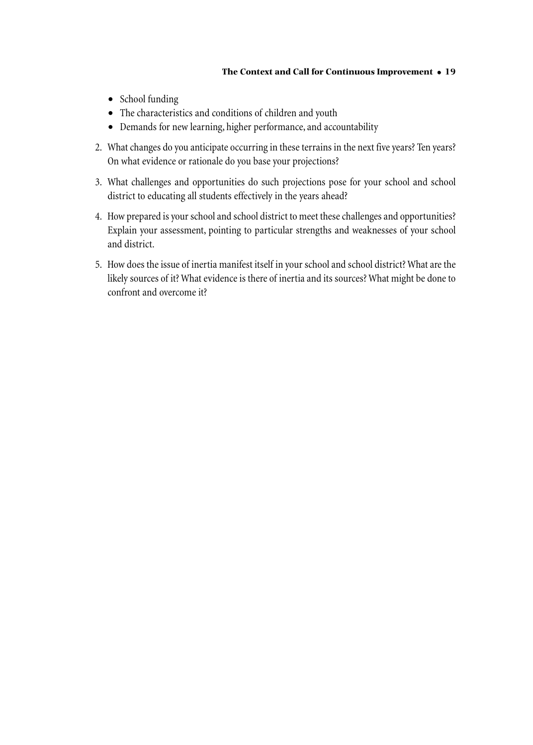- School funding
- The characteristics and conditions of children and youth
- Demands for new learning, higher performance, and accountability

2. What changes do you anticipate occurring in these terrains in the next five years? Ten years? On what evidence or rationale do you base your projections?

3. What challenges and opportunities do such projections pose for your school and school district to educating all students effectively in the years ahead?

4. How prepared is your school and school district to meet these challenges and opportunities? Explain your assessment, pointing to particular strengths and weaknesses of your school and district.

5. How does the issue of inertia manifest itself in your school and school district? What are the likely sources of it? What evidence is there of inertia and its sources? What might be done to confront and overcome it?